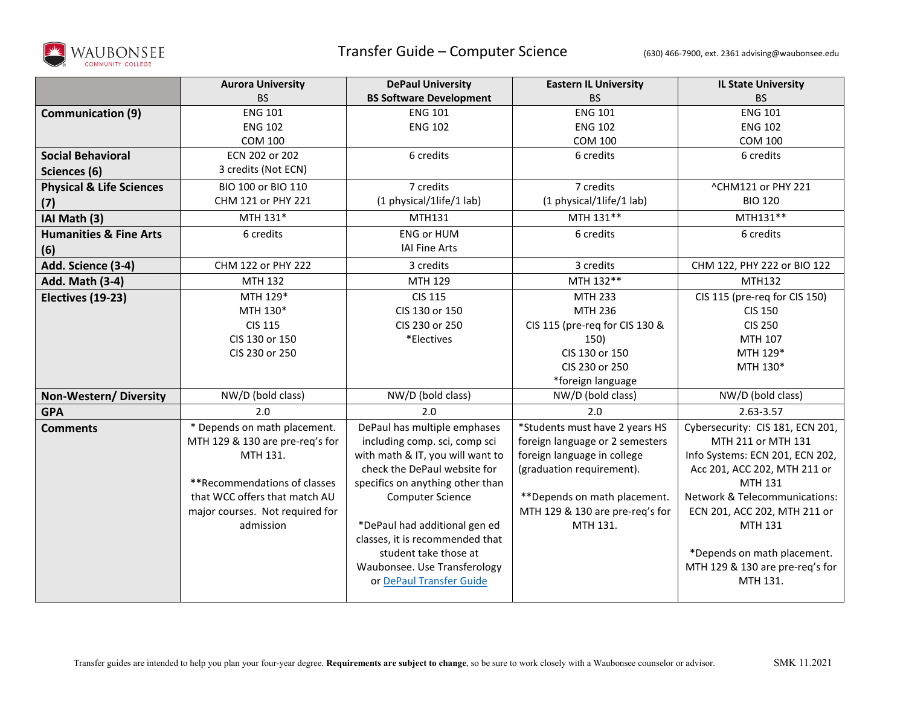WAUBONSEE COMMUNITY COLLEGE

# Transfer Guide – Computer Science

(630) 466-7900, ext. 2361 advising@waubonsee.edu

| | Aurora University BS | DePaul University BS Software Development | Eastern IL University BS | IL State University BS |
|---|---|---|---|---|
| **Communication (9)** | ENG 101<br>ENG 102<br>COM 100 | ENG 101<br>ENG 102 | ENG 101<br>ENG 102<br>COM 100 | ENG 101<br>ENG 102<br>COM 100 |
| **Social Behavioral Sciences (6)** | ECN 202 or 202<br>3 credits (Not ECN) | 6 credits | 6 credits | 6 credits |
| **Physical & Life Sciences (7)** | BIO 100 or BIO 110<br>CHM 121 or PHY 221 | 7 credits<br>(1 physical/1life/1 lab) | 7 credits<br>(1 physical/1life/1 lab) | ^CHM121 or PHY 221<br>BIO 120 |
| **IAI Math (3)** | MTH 131* | MTH131 | MTH 131** | MTH131** |
| **Humanities & Fine Arts (6)** | 6 credits | ENG or HUM<br>IAI Fine Arts | 6 credits | 6 credits |
| **Add. Science (3-4)** | CHM 122 or PHY 222 | 3 credits | 3 credits | CHM 122, PHY 222 or BIO 122 |
| **Add. Math (3-4)** | MTH 132 | MTH 129 | MTH 132** | MTH132 |
| **Electives (19-23)** | MTH 129*<br>MTH 130*<br>CIS 115<br>CIS 130 or 150<br>CIS 230 or 250 | CIS 115<br>CIS 130 or 150<br>CIS 230 or 250<br>*Electives | MTH 233<br>MTH 236<br>CIS 115 (pre-req for CIS 130 & 150)<br>CIS 130 or 150<br>CIS 230 or 250<br>*foreign language | CIS 115 (pre-req for CIS 150)<br>CIS 150<br>CIS 250<br>MTH 107<br>MTH 129*<br>MTH 130* |
| **Non-Western/ Diversity** | NW/D (bold class) | NW/D (bold class) | NW/D (bold class) | NW/D (bold class) |
| **GPA** | 2.0 | 2.0 | 2.0 | 2.63-3.57 |
| **Comments** | * Depends on math placement. MTH 129 & 130 are pre-req's for MTH 131.<br><br>**Recommendations of classes that WCC offers that match AU major courses. Not required for admission | DePaul has multiple emphases including comp. sci, comp sci with math & IT, you will want to check the DePaul website for specifics on anything other than Computer Science<br><br>*DePaul had additional gen ed classes, it is recommended that student take those at Waubonsee. Use Transferology or [DePaul Transfer Guide]() | *Students must have 2 years HS foreign language or 2 semesters foreign language in college (graduation requirement).<br><br>**Depends on math placement. MTH 129 & 130 are pre-req's for MTH 131. | Cybersecurity: CIS 181, ECN 201, MTH 211 or MTH 131<br>Info Systems: ECN 201, ECN 202, Acc 201, ACC 202, MTH 211 or MTH 131<br>Network & Telecommunications: ECN 201, ACC 202, MTH 211 or MTH 131<br><br>*Depends on math placement. MTH 129 & 130 are pre-req's for MTH 131. |

Transfer guides are intended to help you plan your four-year degree. **Requirements are subject to change**, so be sure to work closely with a Waubonsee counselor or advisor. SMK 11.2021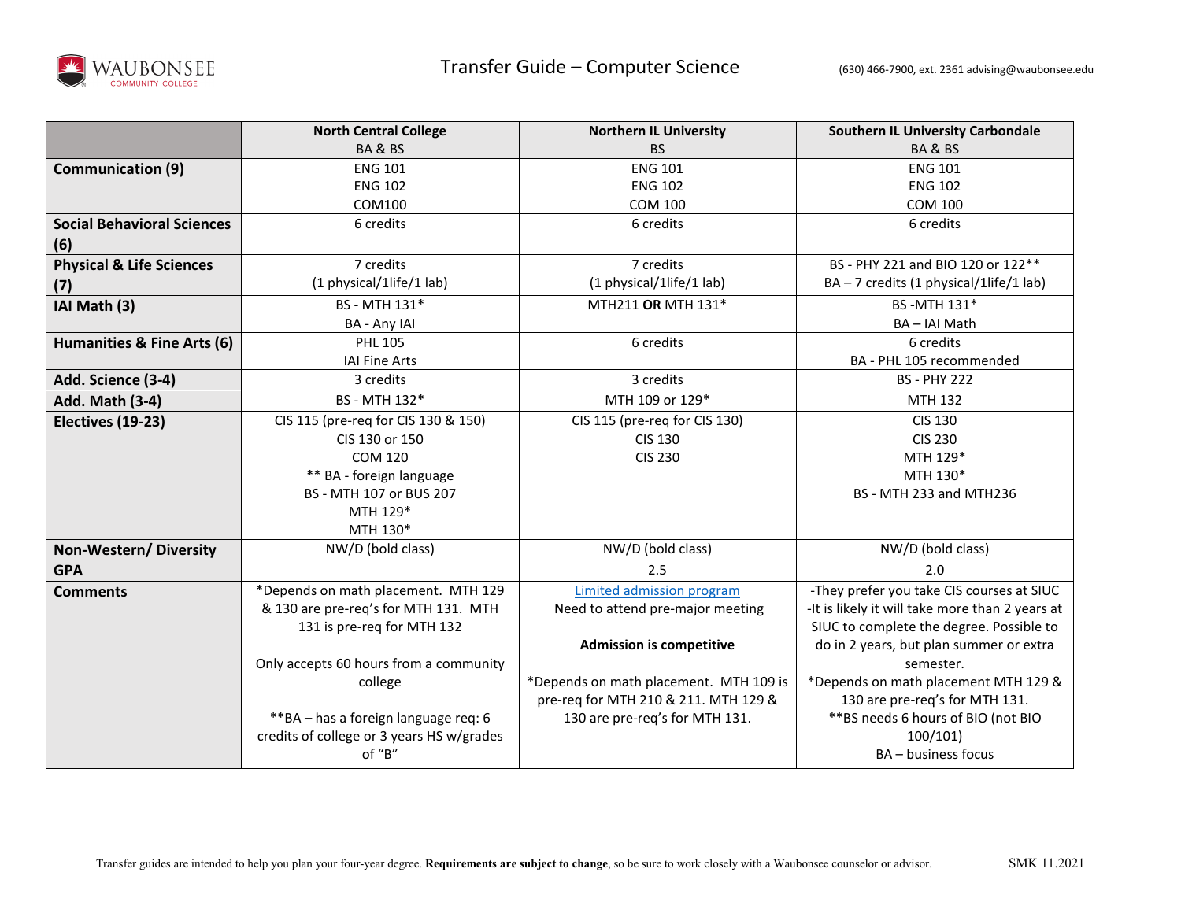# Transfer Guide – Computer Science

(630) 466-7900, ext. 2361 advising@waubonsee.edu

| | North Central College<br>BA & BS | Northern IL University<br>BS | Southern IL University Carbondale<br>BA & BS |
|---|---|---|---|
| **Communication (9)** | ENG 101<br>ENG 102<br>COM100 | ENG 101<br>ENG 102<br>COM 100 | ENG 101<br>ENG 102<br>COM 100 |
| **Social Behavioral Sciences (6)** | 6 credits | 6 credits | 6 credits |
| **Physical & Life Sciences (7)** | 7 credits<br>(1 physical/1life/1 lab) | 7 credits<br>(1 physical/1life/1 lab) | BS - PHY 221 and BIO 120 or 122**<br>BA – 7 credits (1 physical/1life/1 lab) |
| **IAI Math (3)** | BS - MTH 131*<br>BA - Any IAI | MTH211 **OR** MTH 131* | BS -MTH 131*<br>BA – IAI Math |
| **Humanities & Fine Arts (6)** | PHL 105<br>IAI Fine Arts | 6 credits | 6 credits<br>BA - PHL 105 recommended |
| **Add. Science (3-4)** | 3 credits | 3 credits | BS - PHY 222 |
| **Add. Math (3-4)** | BS - MTH 132* | MTH 109 or 129* | MTH 132 |
| **Electives (19-23)** | CIS 115 (pre-req for CIS 130 & 150)<br>CIS 130 or 150<br>COM 120<br>** BA - foreign language<br>BS - MTH 107 or BUS 207<br>MTH 129*<br>MTH 130* | CIS 115 (pre-req for CIS 130)<br>CIS 130<br>CIS 230 | CIS 130<br>CIS 230<br>MTH 129*<br>MTH 130*<br>BS - MTH 233 and MTH236 |
| **Non-Western/ Diversity** | NW/D (bold class) | NW/D (bold class) | NW/D (bold class) |
| **GPA** | | 2.5 | 2.0 |
| **Comments** | *Depends on math placement. MTH 129 & 130 are pre-req's for MTH 131. MTH 131 is pre-req for MTH 132<br><br>Only accepts 60 hours from a community college<br><br>**BA – has a foreign language req: 6 credits of college or 3 years HS w/grades of "B" | Limited admission program<br>Need to attend pre-major meeting<br><br>**Admission is competitive**<br><br>*Depends on math placement. MTH 109 is pre-req for MTH 210 & 211. MTH 129 & 130 are pre-req's for MTH 131. | -They prefer you take CIS courses at SIUC<br>-It is likely it will take more than 2 years at SIUC to complete the degree. Possible to do in 2 years, but plan summer or extra semester.<br>*Depends on math placement MTH 129 & 130 are pre-req's for MTH 131.<br>**BS needs 6 hours of BIO (not BIO 100/101)<br>BA – business focus |

Transfer guides are intended to help you plan your four-year degree. **Requirements are subject to change**, so be sure to work closely with a Waubonsee counselor or advisor.

SMK 11.2021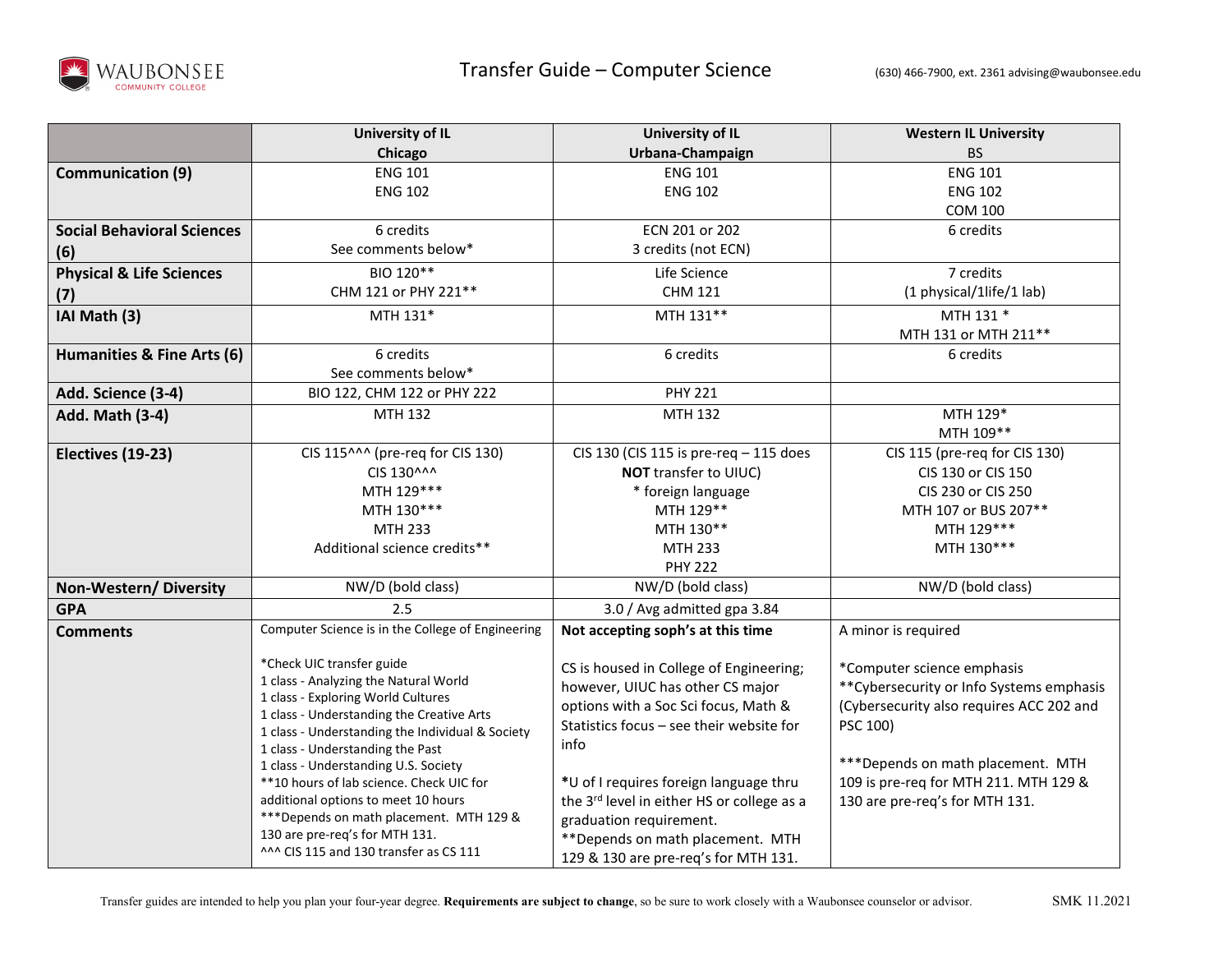# Transfer Guide – Computer Science

(630) 466-7900, ext. 2361 advising@waubonsee.edu

| | University of IL Chicago | University of IL Urbana-Champaign | Western IL University BS |
|---|---|---|---|
| **Communication (9)** | ENG 101<br>ENG 102 | ENG 101<br>ENG 102 | ENG 101<br>ENG 102<br>COM 100 |
| **Social Behavioral Sciences (6)** | 6 credits<br>See comments below* | ECN 201 or 202<br>3 credits (not ECN) | 6 credits |
| **Physical & Life Sciences (7)** | BIO 120**<br>CHM 121 or PHY 221** | Life Science<br>CHM 121 | 7 credits<br>(1 physical/1life/1 lab) |
| **IAI Math (3)** | MTH 131* | MTH 131** | MTH 131 *<br>MTH 131 or MTH 211** |
| **Humanities & Fine Arts (6)** | 6 credits<br>See comments below* | 6 credits | 6 credits |
| **Add. Science (3-4)** | BIO 122, CHM 122 or PHY 222 | PHY 221 | |
| **Add. Math (3-4)** | MTH 132 | MTH 132 | MTH 129*<br>MTH 109** |
| **Electives (19-23)** | CIS 115^^^ (pre-req for CIS 130)<br>CIS 130^^^<br>MTH 129***<br>MTH 130***<br>MTH 233<br>Additional science credits** | CIS 130 (CIS 115 is pre-req – 115 does **NOT** transfer to UIUC)<br>* foreign language<br>MTH 129**<br>MTH 130**<br>MTH 233<br>PHY 222 | CIS 115 (pre-req for CIS 130)<br>CIS 130 or CIS 150<br>CIS 230 or CIS 250<br>MTH 107 or BUS 207**<br>MTH 129***<br>MTH 130*** |
| **Non-Western/ Diversity** | NW/D (bold class) | NW/D (bold class) | NW/D (bold class) |
| **GPA** | 2.5 | 3.0 / Avg admitted gpa 3.84 | |
| **Comments** | Computer Science is in the College of Engineering<br><br>*Check UIC transfer guide<br>1 class - Analyzing the Natural World<br>1 class - Exploring World Cultures<br>1 class - Understanding the Creative Arts<br>1 class - Understanding the Individual & Society<br>1 class - Understanding the Past<br>1 class - Understanding U.S. Society<br>**10 hours of lab science. Check UIC for additional options to meet 10 hours<br>***Depends on math placement. MTH 129 & 130 are pre-req's for MTH 131.<br>^^^ CIS 115 and 130 transfer as CS 111 | **Not accepting soph's at this time**<br><br>CS is housed in College of Engineering; however, UIUC has other CS major options with a Soc Sci focus, Math & Statistics focus – see their website for info<br><br>***U of I requires foreign language thru the 3rd level in either HS or college as a graduation requirement.<br>**Depends on math placement. MTH 129 & 130 are pre-req's for MTH 131. | A minor is required<br><br>*Computer science emphasis<br>**Cybersecurity or Info Systems emphasis (Cybersecurity also requires ACC 202 and PSC 100)<br><br>***Depends on math placement. MTH 109 is pre-req for MTH 211. MTH 129 & 130 are pre-req's for MTH 131. |

Transfer guides are intended to help you plan your four-year degree. **Requirements are subject to change**, so be sure to work closely with a Waubonsee counselor or advisor.

SMK 11.2021